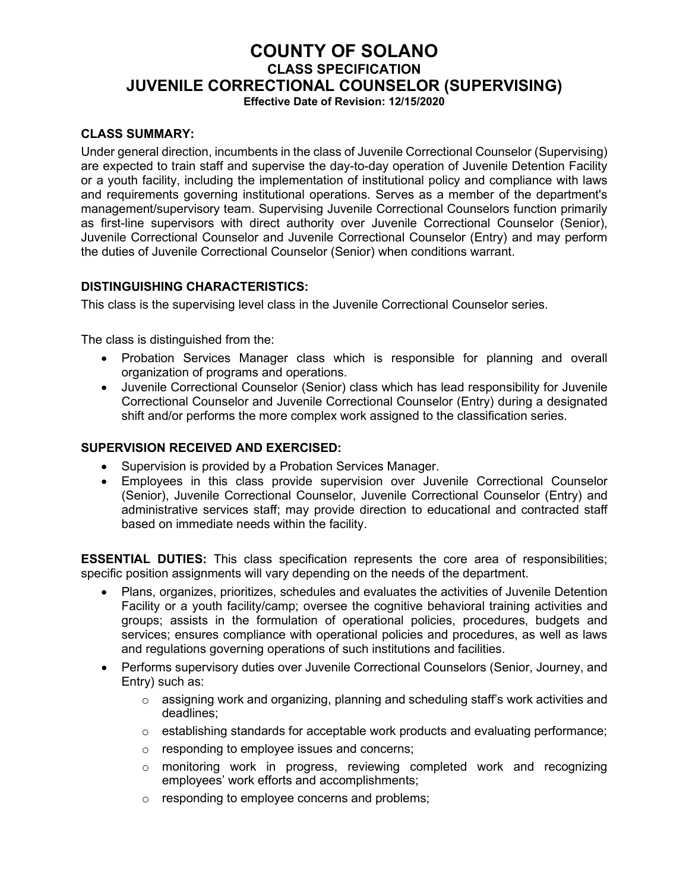# COUNTY OF SOLANO
## CLASS SPECIFICATION
## JUVENILE CORRECTIONAL COUNSELOR (SUPERVISING)
**Effective Date of Revision: 12/15/2020**

### CLASS SUMMARY:

Under general direction, incumbents in the class of Juvenile Correctional Counselor (Supervising) are expected to train staff and supervise the day-to-day operation of Juvenile Detention Facility or a youth facility, including the implementation of institutional policy and compliance with laws and requirements governing institutional operations. Serves as a member of the department's management/supervisory team. Supervising Juvenile Correctional Counselors function primarily as first-line supervisors with direct authority over Juvenile Correctional Counselor (Senior), Juvenile Correctional Counselor and Juvenile Correctional Counselor (Entry) and may perform the duties of Juvenile Correctional Counselor (Senior) when conditions warrant.

### DISTINGUISHING CHARACTERISTICS:

This class is the supervising level class in the Juvenile Correctional Counselor series.

The class is distinguished from the:

- Probation Services Manager class which is responsible for planning and overall organization of programs and operations.
- Juvenile Correctional Counselor (Senior) class which has lead responsibility for Juvenile Correctional Counselor and Juvenile Correctional Counselor (Entry) during a designated shift and/or performs the more complex work assigned to the classification series.

### SUPERVISION RECEIVED AND EXERCISED:

- Supervision is provided by a Probation Services Manager.
- Employees in this class provide supervision over Juvenile Correctional Counselor (Senior), Juvenile Correctional Counselor, Juvenile Correctional Counselor (Entry) and administrative services staff; may provide direction to educational and contracted staff based on immediate needs within the facility.

**ESSENTIAL DUTIES:** This class specification represents the core area of responsibilities; specific position assignments will vary depending on the needs of the department.

- Plans, organizes, prioritizes, schedules and evaluates the activities of Juvenile Detention Facility or a youth facility/camp; oversee the cognitive behavioral training activities and groups; assists in the formulation of operational policies, procedures, budgets and services; ensures compliance with operational policies and procedures, as well as laws and regulations governing operations of such institutions and facilities.
- Performs supervisory duties over Juvenile Correctional Counselors (Senior, Journey, and Entry) such as:
  - assigning work and organizing, planning and scheduling staff's work activities and deadlines;
  - establishing standards for acceptable work products and evaluating performance;
  - responding to employee issues and concerns;
  - monitoring work in progress, reviewing completed work and recognizing employees' work efforts and accomplishments;
  - responding to employee concerns and problems;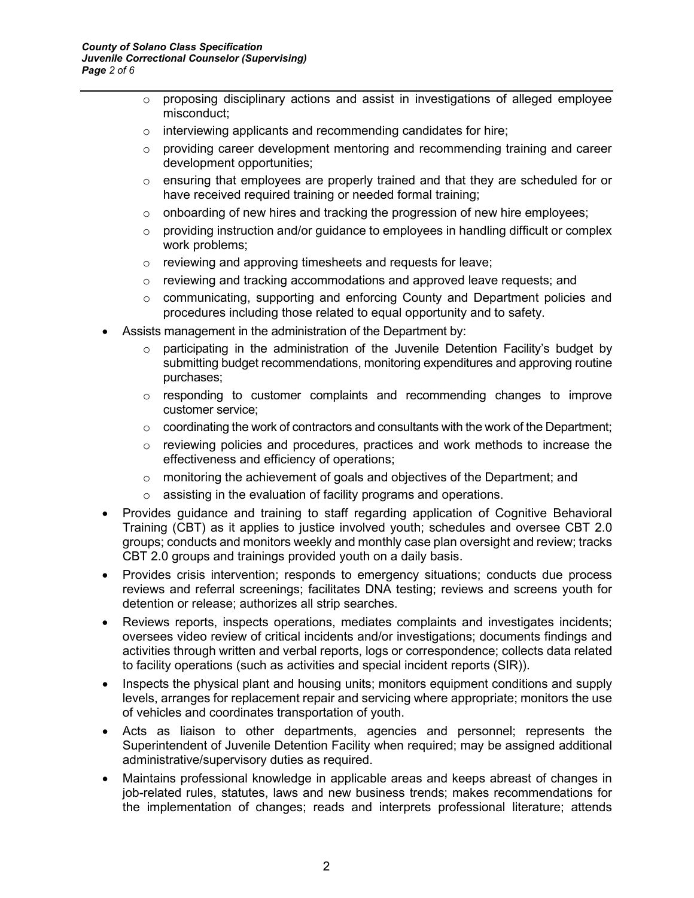- proposing disciplinary actions and assist in investigations of alleged employee misconduct;
    - interviewing applicants and recommending candidates for hire;
    - providing career development mentoring and recommending training and career development opportunities;
    - ensuring that employees are properly trained and that they are scheduled for or have received required training or needed formal training;
    - onboarding of new hires and tracking the progression of new hire employees;
    - providing instruction and/or guidance to employees in handling difficult or complex work problems;
    - reviewing and approving timesheets and requests for leave;
    - reviewing and tracking accommodations and approved leave requests; and
    - communicating, supporting and enforcing County and Department policies and procedures including those related to equal opportunity and to safety.
- Assists management in the administration of the Department by:
    - participating in the administration of the Juvenile Detention Facility's budget by submitting budget recommendations, monitoring expenditures and approving routine purchases;
    - responding to customer complaints and recommending changes to improve customer service;
    - coordinating the work of contractors and consultants with the work of the Department;
    - reviewing policies and procedures, practices and work methods to increase the effectiveness and efficiency of operations;
    - monitoring the achievement of goals and objectives of the Department; and
    - assisting in the evaluation of facility programs and operations.
- Provides guidance and training to staff regarding application of Cognitive Behavioral Training (CBT) as it applies to justice involved youth; schedules and oversee CBT 2.0 groups; conducts and monitors weekly and monthly case plan oversight and review; tracks CBT 2.0 groups and trainings provided youth on a daily basis.
- Provides crisis intervention; responds to emergency situations; conducts due process reviews and referral screenings; facilitates DNA testing; reviews and screens youth for detention or release; authorizes all strip searches.
- Reviews reports, inspects operations, mediates complaints and investigates incidents; oversees video review of critical incidents and/or investigations; documents findings and activities through written and verbal reports, logs or correspondence; collects data related to facility operations (such as activities and special incident reports (SIR)).
- Inspects the physical plant and housing units; monitors equipment conditions and supply levels, arranges for replacement repair and servicing where appropriate; monitors the use of vehicles and coordinates transportation of youth.
- Acts as liaison to other departments, agencies and personnel; represents the Superintendent of Juvenile Detention Facility when required; may be assigned additional administrative/supervisory duties as required.
- Maintains professional knowledge in applicable areas and keeps abreast of changes in job-related rules, statutes, laws and new business trends; makes recommendations for the implementation of changes; reads and interprets professional literature; attends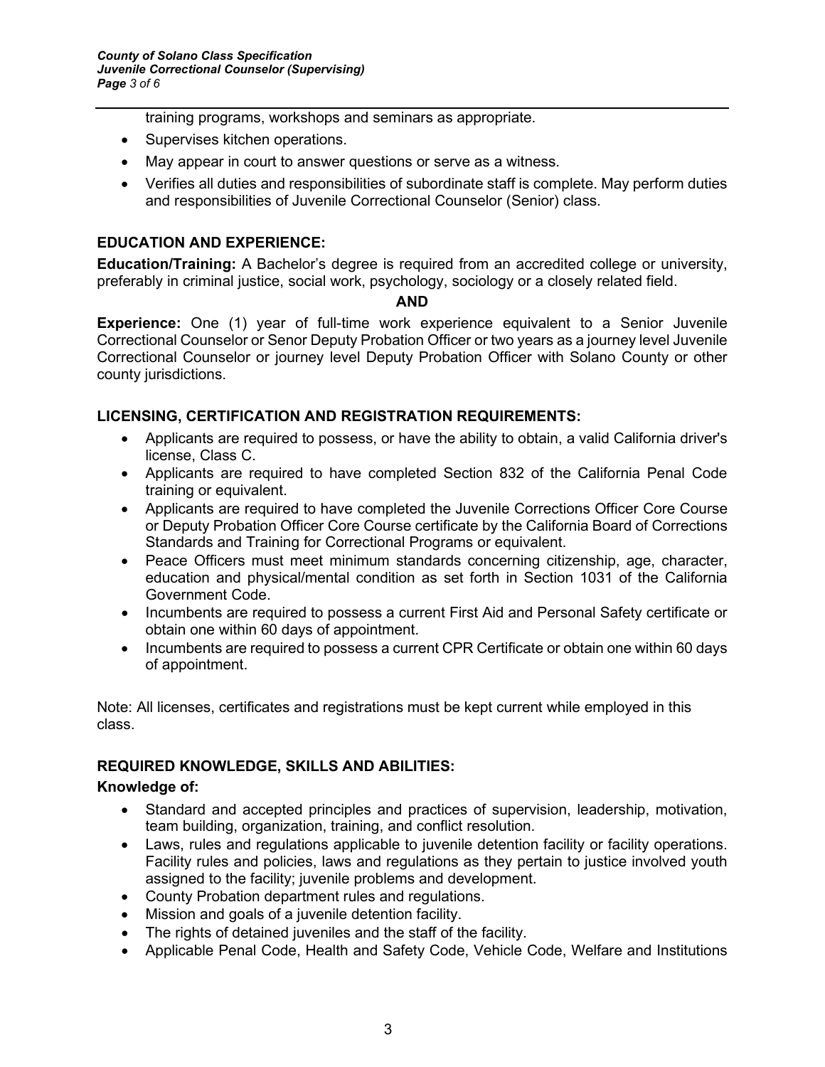training programs, workshops and seminars as appropriate.

- Supervises kitchen operations.
- May appear in court to answer questions or serve as a witness.
- Verifies all duties and responsibilities of subordinate staff is complete. May perform duties and responsibilities of Juvenile Correctional Counselor (Senior) class.

## EDUCATION AND EXPERIENCE:

**Education/Training:** A Bachelor's degree is required from an accredited college or university, preferably in criminal justice, social work, psychology, sociology or a closely related field.

**AND**

**Experience:** One (1) year of full-time work experience equivalent to a Senior Juvenile Correctional Counselor or Senor Deputy Probation Officer or two years as a journey level Juvenile Correctional Counselor or journey level Deputy Probation Officer with Solano County or other county jurisdictions.

## LICENSING, CERTIFICATION AND REGISTRATION REQUIREMENTS:

- Applicants are required to possess, or have the ability to obtain, a valid California driver's license, Class C.
- Applicants are required to have completed Section 832 of the California Penal Code training or equivalent.
- Applicants are required to have completed the Juvenile Corrections Officer Core Course or Deputy Probation Officer Core Course certificate by the California Board of Corrections Standards and Training for Correctional Programs or equivalent.
- Peace Officers must meet minimum standards concerning citizenship, age, character, education and physical/mental condition as set forth in Section 1031 of the California Government Code.
- Incumbents are required to possess a current First Aid and Personal Safety certificate or obtain one within 60 days of appointment.
- Incumbents are required to possess a current CPR Certificate or obtain one within 60 days of appointment.

Note: All licenses, certificates and registrations must be kept current while employed in this class.

## REQUIRED KNOWLEDGE, SKILLS AND ABILITIES:

### Knowledge of:

- Standard and accepted principles and practices of supervision, leadership, motivation, team building, organization, training, and conflict resolution.
- Laws, rules and regulations applicable to juvenile detention facility or facility operations. Facility rules and policies, laws and regulations as they pertain to justice involved youth assigned to the facility; juvenile problems and development.
- County Probation department rules and regulations.
- Mission and goals of a juvenile detention facility.
- The rights of detained juveniles and the staff of the facility.
- Applicable Penal Code, Health and Safety Code, Vehicle Code, Welfare and Institutions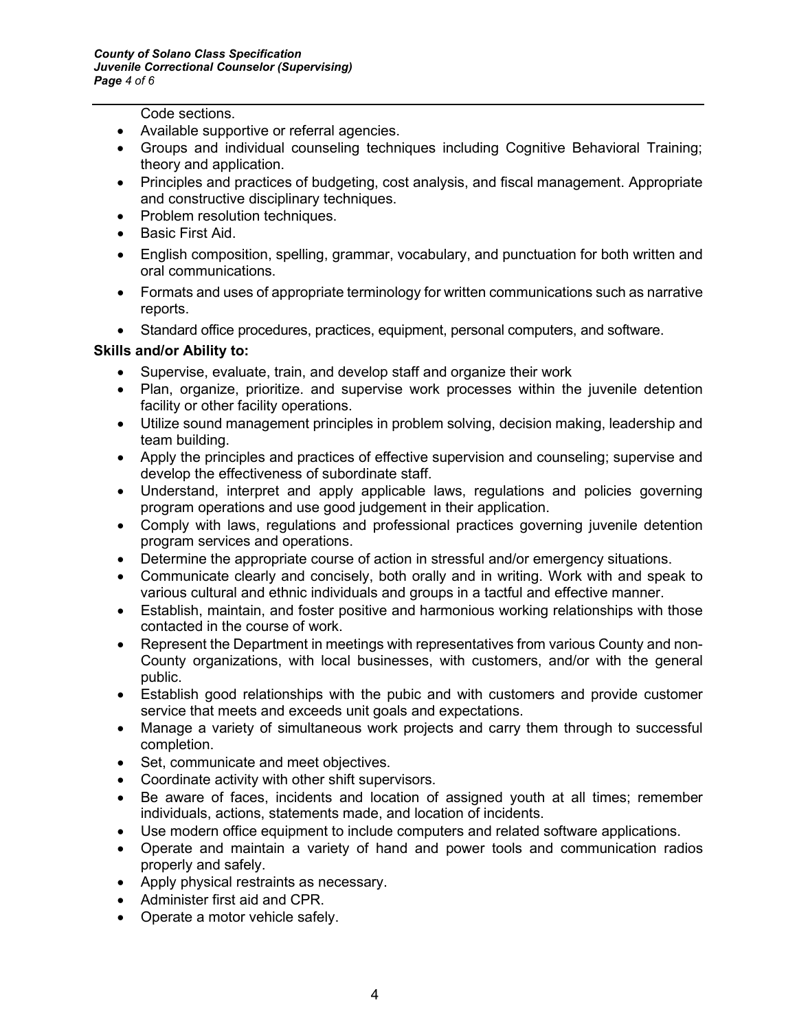Code sections.

- Available supportive or referral agencies.
- Groups and individual counseling techniques including Cognitive Behavioral Training; theory and application.
- Principles and practices of budgeting, cost analysis, and fiscal management. Appropriate and constructive disciplinary techniques.
- Problem resolution techniques.
- Basic First Aid.
- English composition, spelling, grammar, vocabulary, and punctuation for both written and oral communications.
- Formats and uses of appropriate terminology for written communications such as narrative reports.
- Standard office procedures, practices, equipment, personal computers, and software.

**Skills and/or Ability to:**

- Supervise, evaluate, train, and develop staff and organize their work
- Plan, organize, prioritize. and supervise work processes within the juvenile detention facility or other facility operations.
- Utilize sound management principles in problem solving, decision making, leadership and team building.
- Apply the principles and practices of effective supervision and counseling; supervise and develop the effectiveness of subordinate staff.
- Understand, interpret and apply applicable laws, regulations and policies governing program operations and use good judgement in their application.
- Comply with laws, regulations and professional practices governing juvenile detention program services and operations.
- Determine the appropriate course of action in stressful and/or emergency situations.
- Communicate clearly and concisely, both orally and in writing. Work with and speak to various cultural and ethnic individuals and groups in a tactful and effective manner.
- Establish, maintain, and foster positive and harmonious working relationships with those contacted in the course of work.
- Represent the Department in meetings with representatives from various County and non-County organizations, with local businesses, with customers, and/or with the general public.
- Establish good relationships with the pubic and with customers and provide customer service that meets and exceeds unit goals and expectations.
- Manage a variety of simultaneous work projects and carry them through to successful completion.
- Set, communicate and meet objectives.
- Coordinate activity with other shift supervisors.
- Be aware of faces, incidents and location of assigned youth at all times; remember individuals, actions, statements made, and location of incidents.
- Use modern office equipment to include computers and related software applications.
- Operate and maintain a variety of hand and power tools and communication radios properly and safely.
- Apply physical restraints as necessary.
- Administer first aid and CPR.
- Operate a motor vehicle safely.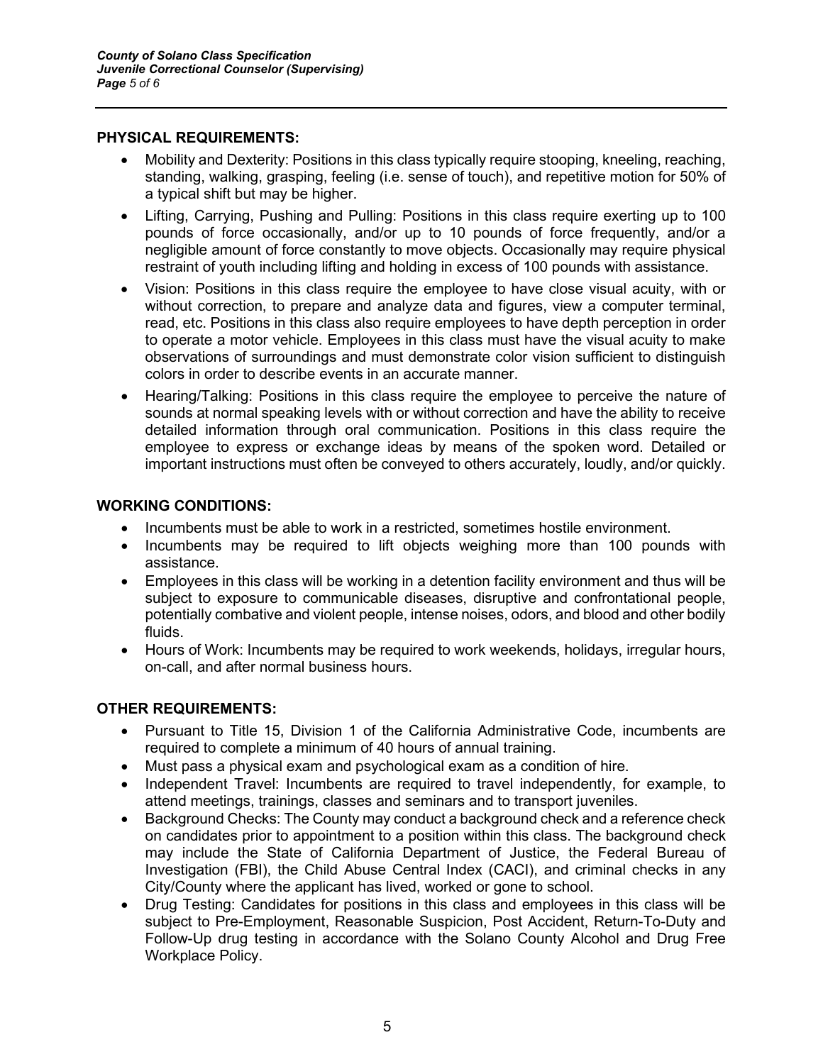**PHYSICAL REQUIREMENTS:**

- Mobility and Dexterity: Positions in this class typically require stooping, kneeling, reaching, standing, walking, grasping, feeling (i.e. sense of touch), and repetitive motion for 50% of a typical shift but may be higher.
- Lifting, Carrying, Pushing and Pulling: Positions in this class require exerting up to 100 pounds of force occasionally, and/or up to 10 pounds of force frequently, and/or a negligible amount of force constantly to move objects. Occasionally may require physical restraint of youth including lifting and holding in excess of 100 pounds with assistance.
- Vision: Positions in this class require the employee to have close visual acuity, with or without correction, to prepare and analyze data and figures, view a computer terminal, read, etc. Positions in this class also require employees to have depth perception in order to operate a motor vehicle. Employees in this class must have the visual acuity to make observations of surroundings and must demonstrate color vision sufficient to distinguish colors in order to describe events in an accurate manner.
- Hearing/Talking: Positions in this class require the employee to perceive the nature of sounds at normal speaking levels with or without correction and have the ability to receive detailed information through oral communication. Positions in this class require the employee to express or exchange ideas by means of the spoken word. Detailed or important instructions must often be conveyed to others accurately, loudly, and/or quickly.

**WORKING CONDITIONS:**

- Incumbents must be able to work in a restricted, sometimes hostile environment.
- Incumbents may be required to lift objects weighing more than 100 pounds with assistance.
- Employees in this class will be working in a detention facility environment and thus will be subject to exposure to communicable diseases, disruptive and confrontational people, potentially combative and violent people, intense noises, odors, and blood and other bodily fluids.
- Hours of Work: Incumbents may be required to work weekends, holidays, irregular hours, on-call, and after normal business hours.

**OTHER REQUIREMENTS:**

- Pursuant to Title 15, Division 1 of the California Administrative Code, incumbents are required to complete a minimum of 40 hours of annual training.
- Must pass a physical exam and psychological exam as a condition of hire.
- Independent Travel: Incumbents are required to travel independently, for example, to attend meetings, trainings, classes and seminars and to transport juveniles.
- Background Checks: The County may conduct a background check and a reference check on candidates prior to appointment to a position within this class. The background check may include the State of California Department of Justice, the Federal Bureau of Investigation (FBI), the Child Abuse Central Index (CACI), and criminal checks in any City/County where the applicant has lived, worked or gone to school.
- Drug Testing: Candidates for positions in this class and employees in this class will be subject to Pre-Employment, Reasonable Suspicion, Post Accident, Return-To-Duty and Follow-Up drug testing in accordance with the Solano County Alcohol and Drug Free Workplace Policy.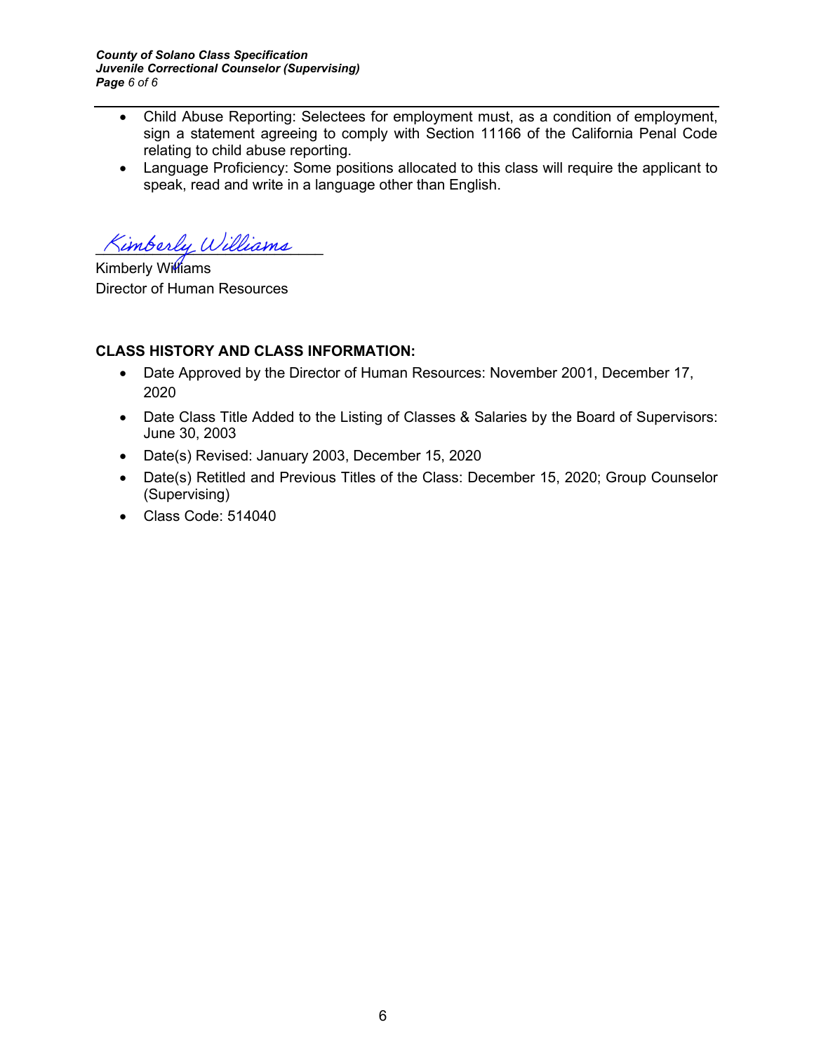- Child Abuse Reporting: Selectees for employment must, as a condition of employment, sign a statement agreeing to comply with Section 11166 of the California Penal Code relating to child abuse reporting.
- Language Proficiency: Some positions allocated to this class will require the applicant to speak, read and write in a language other than English.

Kimberly Williams

Kimberly Williams
Director of Human Resources

**CLASS HISTORY AND CLASS INFORMATION:**

- Date Approved by the Director of Human Resources: November 2001, December 17, 2020
- Date Class Title Added to the Listing of Classes & Salaries by the Board of Supervisors: June 30, 2003
- Date(s) Revised: January 2003, December 15, 2020
- Date(s) Retitled and Previous Titles of the Class: December 15, 2020; Group Counselor (Supervising)
- Class Code: 514040